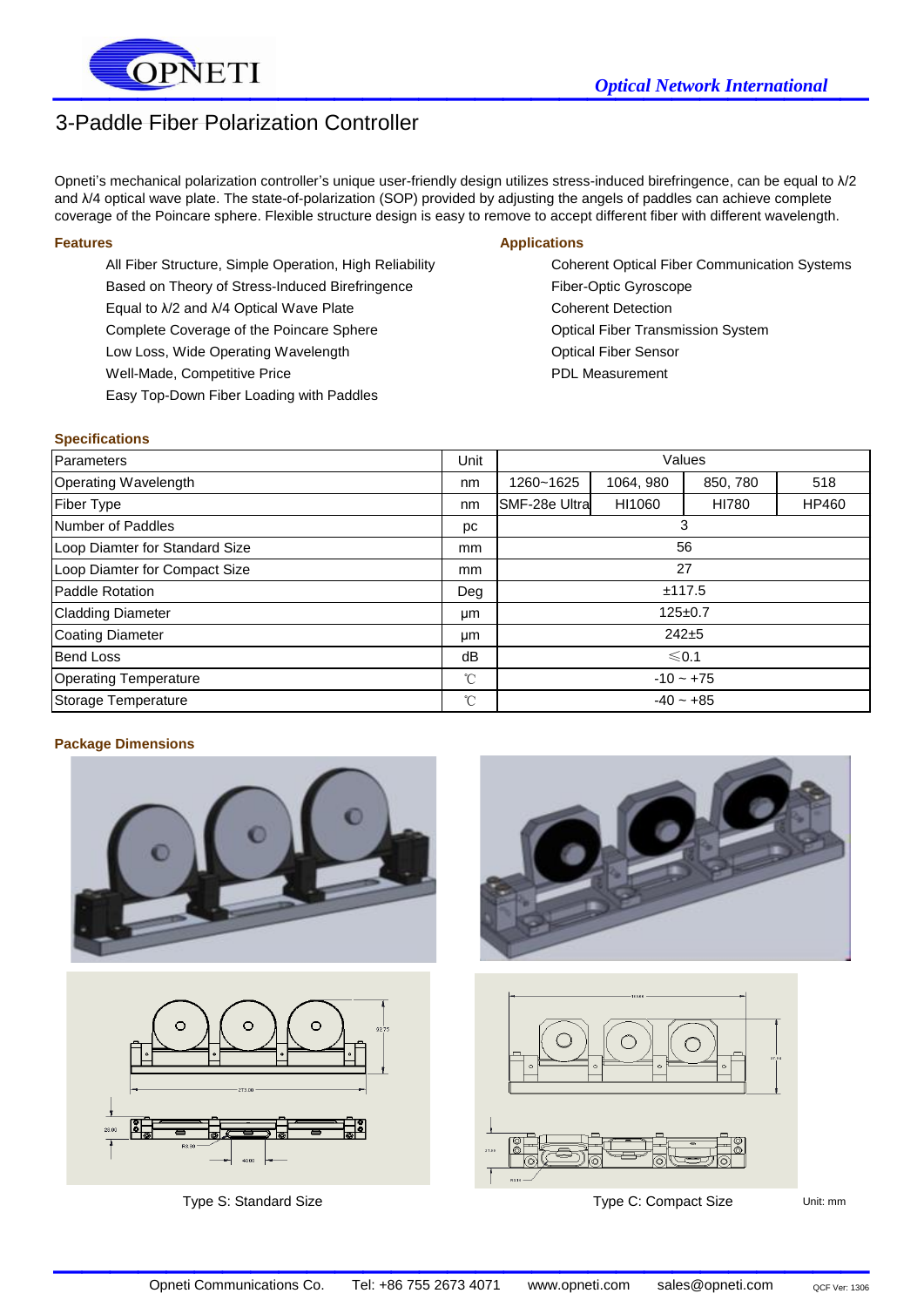OPNETI

*Optical Network International*

# 3-Paddle Fiber Polarization Controller

Opneti's mechanical polarization controller's unique user-friendly design utilizes stress-induced birefringence, can be equal to λ/2 and λ/4 optical wave plate. The state-of-polarization (SOP) provided by adjusting the angels of paddles can achieve complete coverage of the Poincare sphere. Flexible structure design is easy to remove to accept different fiber with different wavelength.

## Features

- All Fiber Structure, Simple Operation, High Reliability
- Based on Theory of Stress-Induced Birefringence
- Equal to λ/2 and λ/4 Optical Wave Plate
- Complete Coverage of the Poincare Sphere
- Low Loss, Wide Operating Wavelength
- Well-Made, Competitive Price
- Easy Top-Down Fiber Loading with Paddles

## Applications

- Coherent Optical Fiber Communication Systems
- Fiber-Optic Gyroscope
- Coherent Detection
- Optical Fiber Transmission System
- Optical Fiber Sensor
- PDL Measurement

## Specifications

| Parameters | Unit | Values | | | |
|---|---|---|---|---|---|
| Operating Wavelength | nm | 1260~1625 | 1064, 980 | 850, 780 | 518 |
| Fiber Type | nm | SMF-28e Ultra | HI1060 | HI780 | HP460 |
| Number of Paddles | pc | 3 | | | |
| Loop Diamter for Standard Size | mm | 56 | | | |
| Loop Diamter for Compact Size | mm | 27 | | | |
| Paddle Rotation | Deg | ±117.5 | | | |
| Cladding Diameter | μm | 125±0.7 | | | |
| Coating Diameter | μm | 242±5 | | | |
| Bend Loss | dB | ≤0.1 | | | |
| Operating Temperature | ℃ | -10 ~ +75 | | | |
| Storage Temperature | ℃ | -40 ~ +85 | | | |

## Package Dimensions

Type S: Standard Size

Type C: Compact Size

Unit: mm

Opneti Communications Co. Tel: +86 755 2673 4071 www.opneti.com sales@opneti.com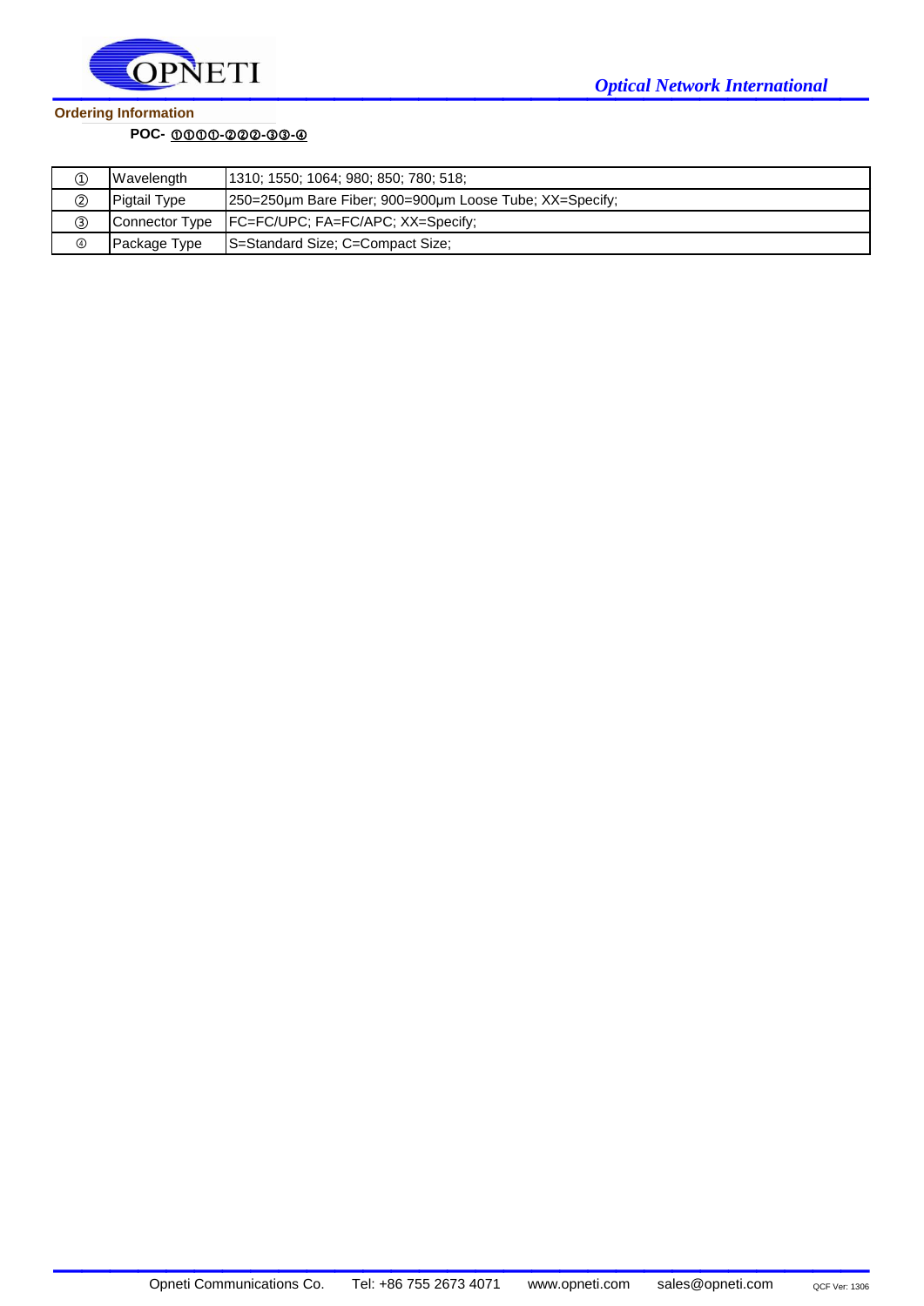**Ordering Information**

**POC- ①①①①-②②②-③③-④**

| | | |
|---|---|---|
| ① | Wavelength | 1310; 1550; 1064; 980; 850; 780; 518; |
| ② | Pigtail Type | 250=250μm Bare Fiber; 900=900μm Loose Tube; XX=Specify; |
| ③ | Connector Type | FC=FC/UPC; FA=FC/APC; XX=Specify; |
| ④ | Package Type | S=Standard Size; C=Compact Size; |